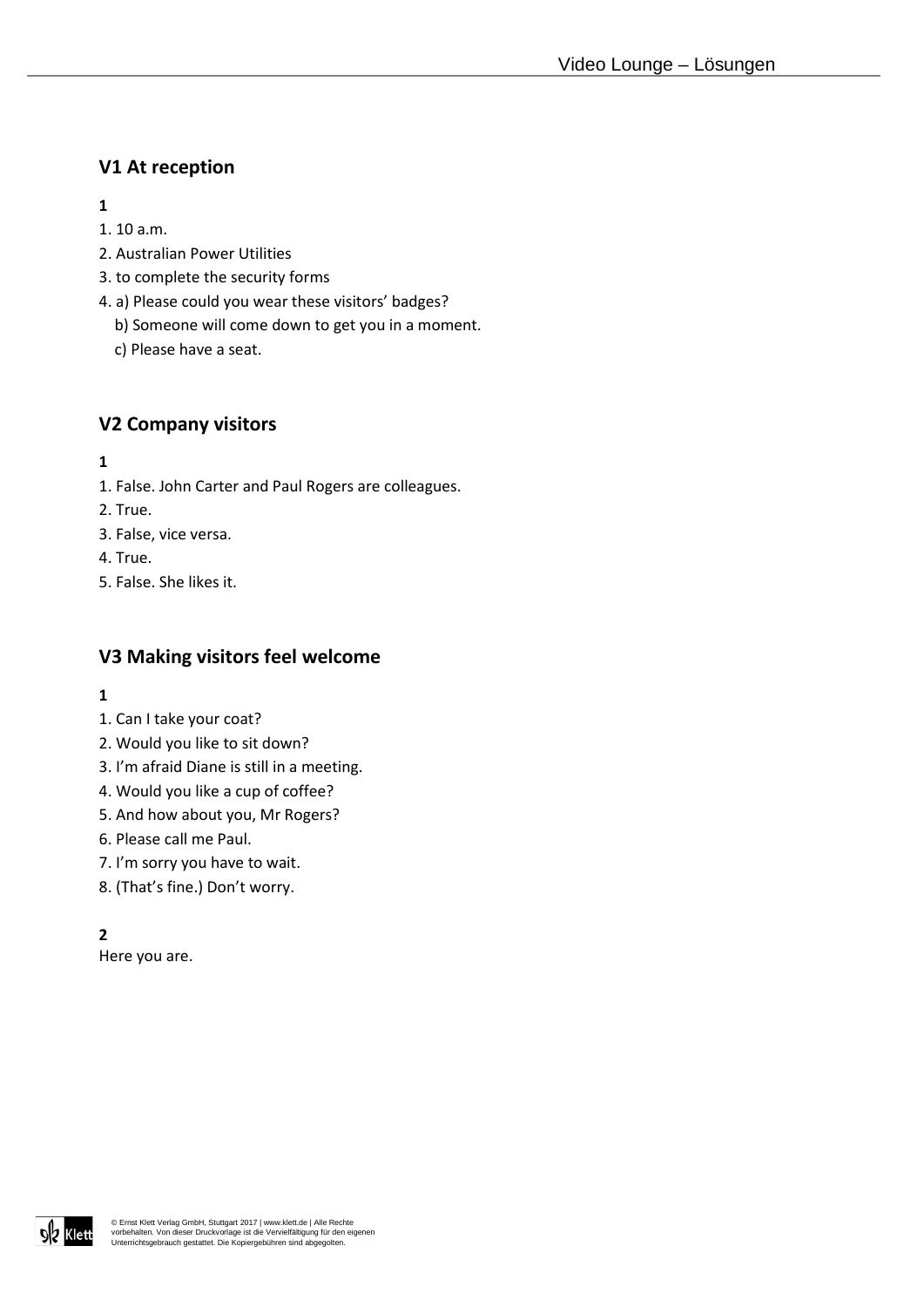## V1 At reception

**1**

1. 10 a.m.
2. Australian Power Utilities
3. to complete the security forms
4. a) Please could you wear these visitors' badges?
   b) Someone will come down to get you in a moment.
   c) Please have a seat.

## V2 Company visitors

**1**

1. False. John Carter and Paul Rogers are colleagues.
2. True.
3. False, vice versa.
4. True.
5. False. She likes it.

## V3 Making visitors feel welcome

**1**

1. Can I take your coat?
2. Would you like to sit down?
3. I'm afraid Diane is still in a meeting.
4. Would you like a cup of coffee?
5. And how about you, Mr Rogers?
6. Please call me Paul.
7. I'm sorry you have to wait.
8. (That's fine.) Don't worry.

**2**

Here you are.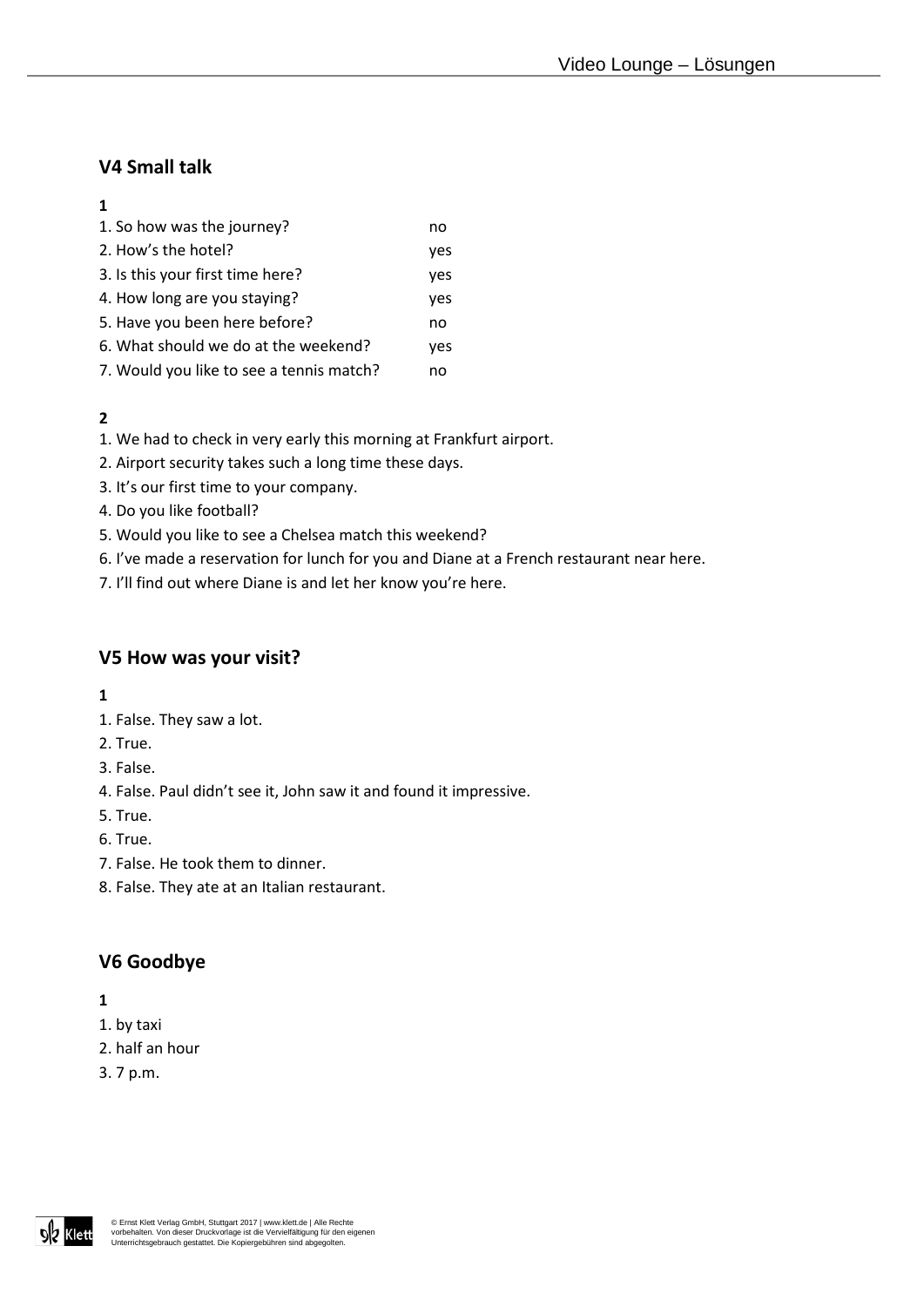## V4 Small talk

**1**

| | |
|---|---|
| 1. So how was the journey? | no |
| 2. How's the hotel? | yes |
| 3. Is this your first time here? | yes |
| 4. How long are you staying? | yes |
| 5. Have you been here before? | no |
| 6. What should we do at the weekend? | yes |
| 7. Would you like to see a tennis match? | no |

**2**

1. We had to check in very early this morning at Frankfurt airport.
2. Airport security takes such a long time these days.
3. It's our first time to your company.
4. Do you like football?
5. Would you like to see a Chelsea match this weekend?
6. I've made a reservation for lunch for you and Diane at a French restaurant near here.
7. I'll find out where Diane is and let her know you're here.

## V5 How was your visit?

**1**

1. False. They saw a lot.
2. True.
3. False.
4. False. Paul didn't see it, John saw it and found it impressive.
5. True.
6. True.
7. False. He took them to dinner.
8. False. They ate at an Italian restaurant.

## V6 Goodbye

**1**

1. by taxi
2. half an hour
3. 7 p.m.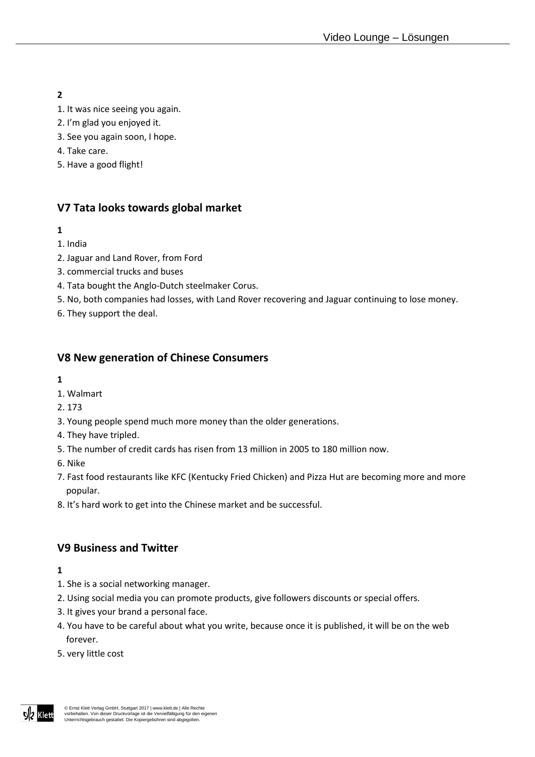**2**

1. It was nice seeing you again.
2. I'm glad you enjoyed it.
3. See you again soon, I hope.
4. Take care.
5. Have a good flight!

## V7 Tata looks towards global market

**1**

1. India
2. Jaguar and Land Rover, from Ford
3. commercial trucks and buses
4. Tata bought the Anglo-Dutch steelmaker Corus.
5. No, both companies had losses, with Land Rover recovering and Jaguar continuing to lose money.
6. They support the deal.

## V8 New generation of Chinese Consumers

**1**

1. Walmart
2. 173
3. Young people spend much more money than the older generations.
4. They have tripled.
5. The number of credit cards has risen from 13 million in 2005 to 180 million now.
6. Nike
7. Fast food restaurants like KFC (Kentucky Fried Chicken) and Pizza Hut are becoming more and more popular.
8. It's hard work to get into the Chinese market and be successful.

## V9 Business and Twitter

**1**

1. She is a social networking manager.
2. Using social media you can promote products, give followers discounts or special offers.
3. It gives your brand a personal face.
4. You have to be careful about what you write, because once it is published, it will be on the web forever.
5. very little cost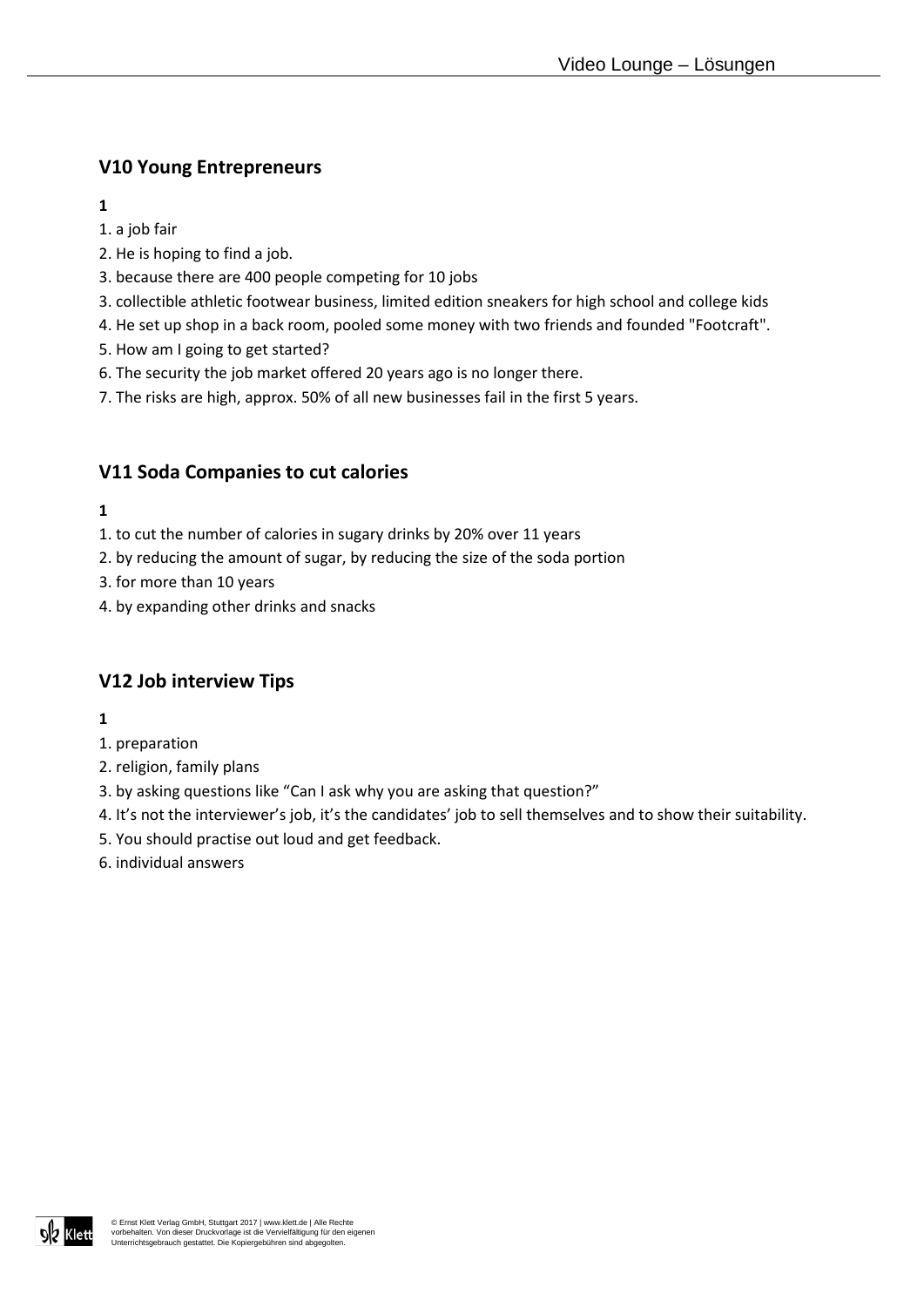## V10 Young Entrepreneurs

**1**

1. a job fair
2. He is hoping to find a job.
3. because there are 400 people competing for 10 jobs
3. collectible athletic footwear business, limited edition sneakers for high school and college kids
4. He set up shop in a back room, pooled some money with two friends and founded "Footcraft".
5. How am I going to get started?
6. The security the job market offered 20 years ago is no longer there.
7. The risks are high, approx. 50% of all new businesses fail in the first 5 years.

## V11 Soda Companies to cut calories

**1**

1. to cut the number of calories in sugary drinks by 20% over 11 years
2. by reducing the amount of sugar, by reducing the size of the soda portion
3. for more than 10 years
4. by expanding other drinks and snacks

## V12 Job interview Tips

**1**

1. preparation
2. religion, family plans
3. by asking questions like "Can I ask why you are asking that question?"
4. It's not the interviewer's job, it's the candidates' job to sell themselves and to show their suitability.
5. You should practise out loud and get feedback.
6. individual answers